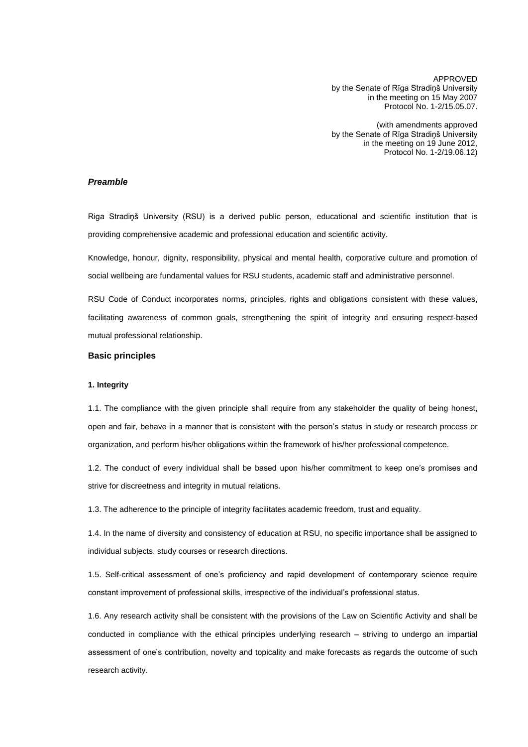APPROVED
by the Senate of Rīga Stradiņš University
in the meeting on 15 May 2007
Protocol No. 1-2/15.05.07.

(with amendments approved
by the Senate of Rīga Stradiņš University
in the meeting on 19 June 2012,
Protocol No. 1-2/19.06.12)

### *Preamble*

Riga Stradiņš University (RSU) is a derived public person, educational and scientific institution that is providing comprehensive academic and professional education and scientific activity.

Knowledge, honour, dignity, responsibility, physical and mental health, corporative culture and promotion of social wellbeing are fundamental values for RSU students, academic staff and administrative personnel.

RSU Code of Conduct incorporates norms, principles, rights and obligations consistent with these values, facilitating awareness of common goals, strengthening the spirit of integrity and ensuring respect-based mutual professional relationship.

## Basic principles

#### 1. Integrity

1.1. The compliance with the given principle shall require from any stakeholder the quality of being honest, open and fair, behave in a manner that is consistent with the person's status in study or research process or organization, and perform his/her obligations within the framework of his/her professional competence.

1.2. The conduct of every individual shall be based upon his/her commitment to keep one's promises and strive for discreetness and integrity in mutual relations.

1.3. The adherence to the principle of integrity facilitates academic freedom, trust and equality.

1.4. In the name of diversity and consistency of education at RSU, no specific importance shall be assigned to individual subjects, study courses or research directions.

1.5. Self-critical assessment of one's proficiency and rapid development of contemporary science require constant improvement of professional skills, irrespective of the individual's professional status.

1.6. Any research activity shall be consistent with the provisions of the Law on Scientific Activity and shall be conducted in compliance with the ethical principles underlying research – striving to undergo an impartial assessment of one's contribution, novelty and topicality and make forecasts as regards the outcome of such research activity.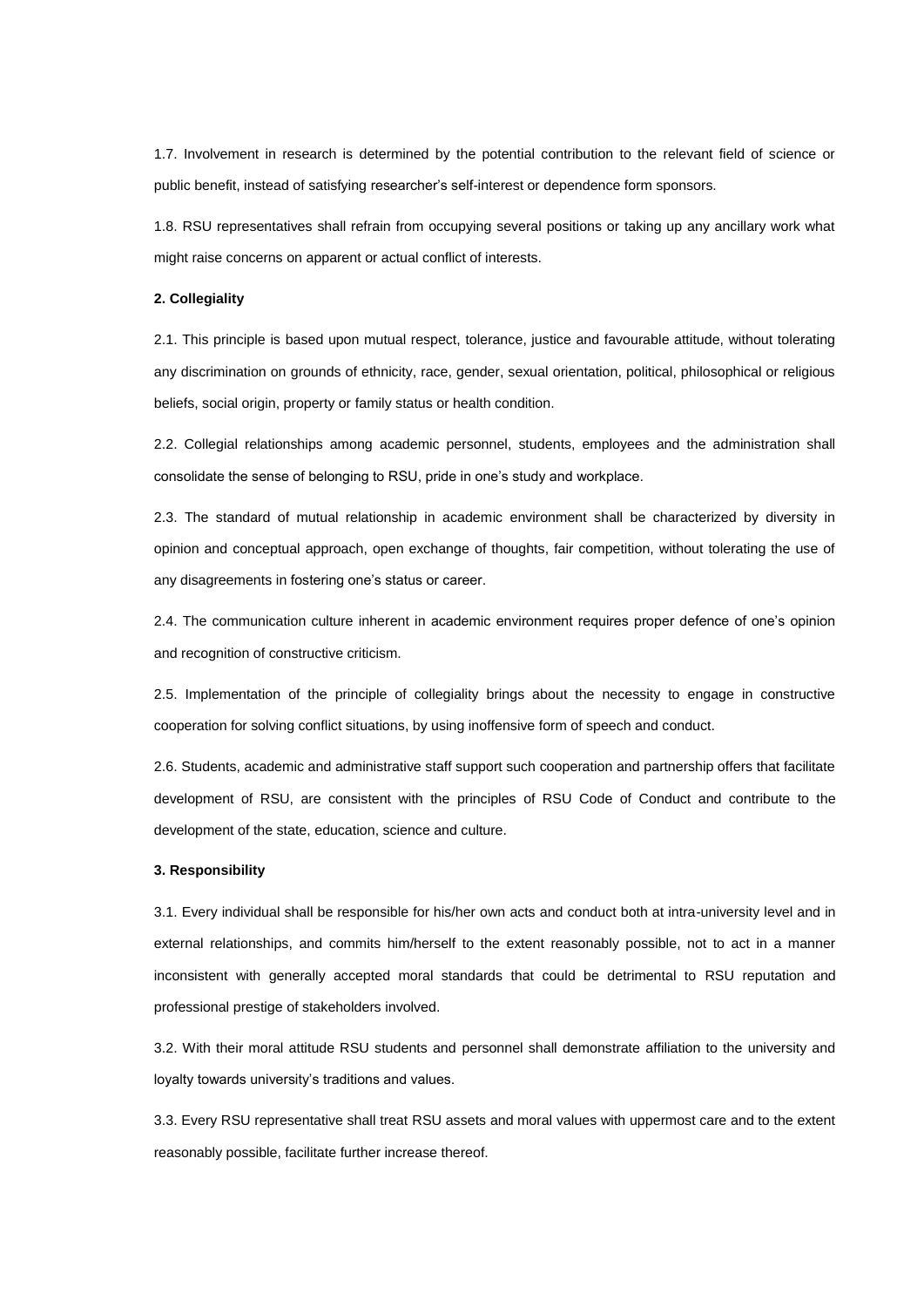1.7. Involvement in research is determined by the potential contribution to the relevant field of science or public benefit, instead of satisfying researcher's self-interest or dependence form sponsors.

1.8. RSU representatives shall refrain from occupying several positions or taking up any ancillary work what might raise concerns on apparent or actual conflict of interests.

**2. Collegiality**

2.1. This principle is based upon mutual respect, tolerance, justice and favourable attitude, without tolerating any discrimination on grounds of ethnicity, race, gender, sexual orientation, political, philosophical or religious beliefs, social origin, property or family status or health condition.

2.2. Collegial relationships among academic personnel, students, employees and the administration shall consolidate the sense of belonging to RSU, pride in one's study and workplace.

2.3. The standard of mutual relationship in academic environment shall be characterized by diversity in opinion and conceptual approach, open exchange of thoughts, fair competition, without tolerating the use of any disagreements in fostering one's status or career.

2.4. The communication culture inherent in academic environment requires proper defence of one's opinion and recognition of constructive criticism.

2.5. Implementation of the principle of collegiality brings about the necessity to engage in constructive cooperation for solving conflict situations, by using inoffensive form of speech and conduct.

2.6. Students, academic and administrative staff support such cooperation and partnership offers that facilitate development of RSU, are consistent with the principles of RSU Code of Conduct and contribute to the development of the state, education, science and culture.

**3. Responsibility**

3.1. Every individual shall be responsible for his/her own acts and conduct both at intra-university level and in external relationships, and commits him/herself to the extent reasonably possible, not to act in a manner inconsistent with generally accepted moral standards that could be detrimental to RSU reputation and professional prestige of stakeholders involved.

3.2. With their moral attitude RSU students and personnel shall demonstrate affiliation to the university and loyalty towards university's traditions and values.

3.3. Every RSU representative shall treat RSU assets and moral values with uppermost care and to the extent reasonably possible, facilitate further increase thereof.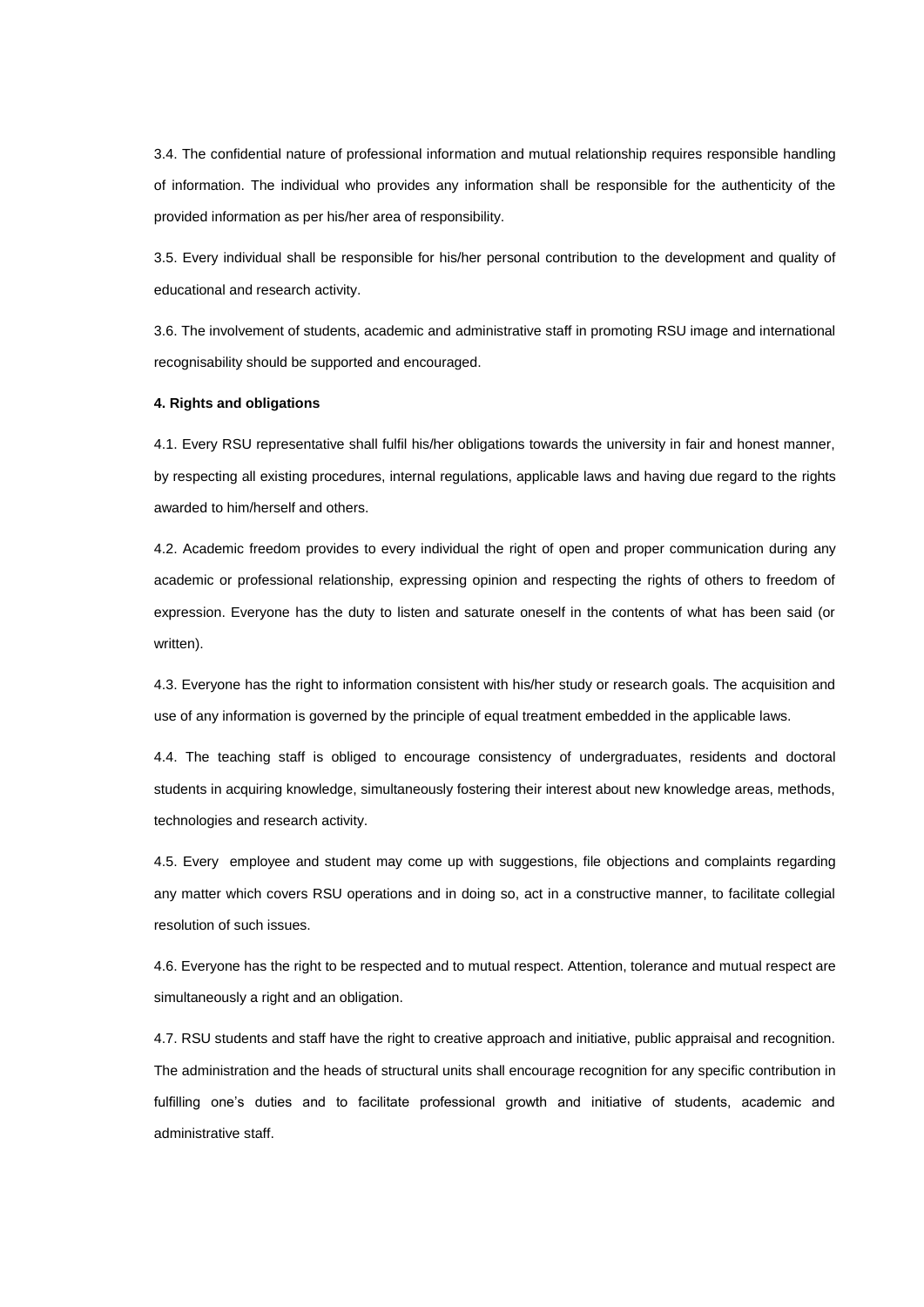3.4. The confidential nature of professional information and mutual relationship requires responsible handling of information. The individual who provides any information shall be responsible for the authenticity of the provided information as per his/her area of responsibility.

3.5. Every individual shall be responsible for his/her personal contribution to the development and quality of educational and research activity.

3.6. The involvement of students, academic and administrative staff in promoting RSU image and international recognisability should be supported and encouraged.

**4. Rights and obligations**

4.1. Every RSU representative shall fulfil his/her obligations towards the university in fair and honest manner, by respecting all existing procedures, internal regulations, applicable laws and having due regard to the rights awarded to him/herself and others.

4.2. Academic freedom provides to every individual the right of open and proper communication during any academic or professional relationship, expressing opinion and respecting the rights of others to freedom of expression. Everyone has the duty to listen and saturate oneself in the contents of what has been said (or written).

4.3. Everyone has the right to information consistent with his/her study or research goals. The acquisition and use of any information is governed by the principle of equal treatment embedded in the applicable laws.

4.4. The teaching staff is obliged to encourage consistency of undergraduates, residents and doctoral students in acquiring knowledge, simultaneously fostering their interest about new knowledge areas, methods, technologies and research activity.

4.5. Every employee and student may come up with suggestions, file objections and complaints regarding any matter which covers RSU operations and in doing so, act in a constructive manner, to facilitate collegial resolution of such issues.

4.6. Everyone has the right to be respected and to mutual respect. Attention, tolerance and mutual respect are simultaneously a right and an obligation.

4.7. RSU students and staff have the right to creative approach and initiative, public appraisal and recognition. The administration and the heads of structural units shall encourage recognition for any specific contribution in fulfilling one's duties and to facilitate professional growth and initiative of students, academic and administrative staff.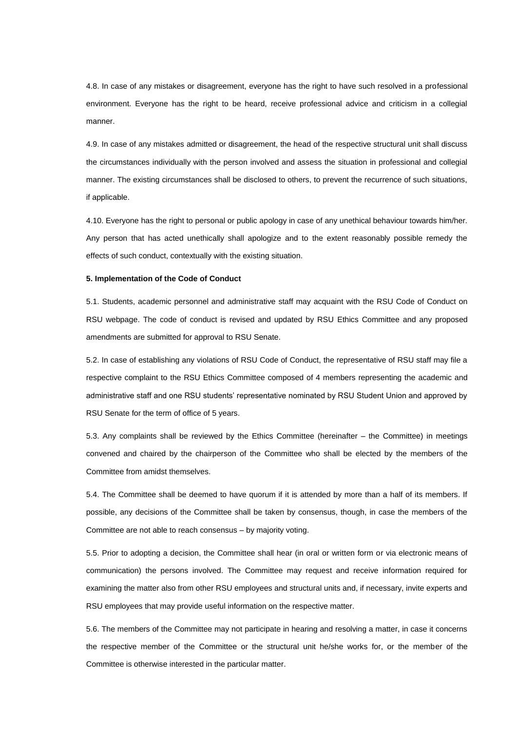4.8. In case of any mistakes or disagreement, everyone has the right to have such resolved in a professional environment. Everyone has the right to be heard, receive professional advice and criticism in a collegial manner.

4.9. In case of any mistakes admitted or disagreement, the head of the respective structural unit shall discuss the circumstances individually with the person involved and assess the situation in professional and collegial manner. The existing circumstances shall be disclosed to others, to prevent the recurrence of such situations, if applicable.

4.10. Everyone has the right to personal or public apology in case of any unethical behaviour towards him/her. Any person that has acted unethically shall apologize and to the extent reasonably possible remedy the effects of such conduct, contextually with the existing situation.

**5. Implementation of the Code of Conduct**

5.1. Students, academic personnel and administrative staff may acquaint with the RSU Code of Conduct on RSU webpage. The code of conduct is revised and updated by RSU Ethics Committee and any proposed amendments are submitted for approval to RSU Senate.

5.2. In case of establishing any violations of RSU Code of Conduct, the representative of RSU staff may file a respective complaint to the RSU Ethics Committee composed of 4 members representing the academic and administrative staff and one RSU students' representative nominated by RSU Student Union and approved by RSU Senate for the term of office of 5 years.

5.3. Any complaints shall be reviewed by the Ethics Committee (hereinafter – the Committee) in meetings convened and chaired by the chairperson of the Committee who shall be elected by the members of the Committee from amidst themselves.

5.4. The Committee shall be deemed to have quorum if it is attended by more than a half of its members. If possible, any decisions of the Committee shall be taken by consensus, though, in case the members of the Committee are not able to reach consensus – by majority voting.

5.5. Prior to adopting a decision, the Committee shall hear (in oral or written form or via electronic means of communication) the persons involved. The Committee may request and receive information required for examining the matter also from other RSU employees and structural units and, if necessary, invite experts and RSU employees that may provide useful information on the respective matter.

5.6. The members of the Committee may not participate in hearing and resolving a matter, in case it concerns the respective member of the Committee or the structural unit he/she works for, or the member of the Committee is otherwise interested in the particular matter.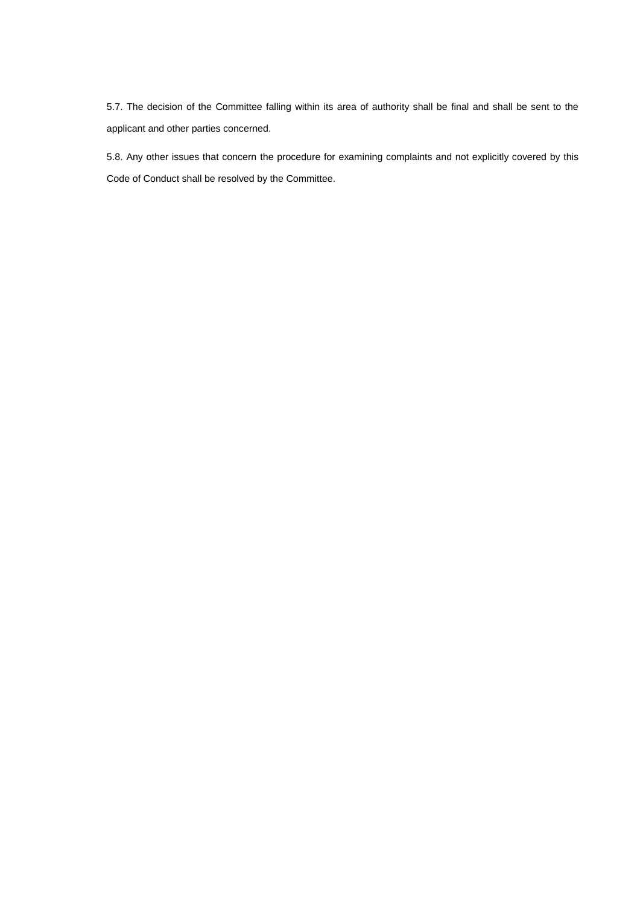5.7. The decision of the Committee falling within its area of authority shall be final and shall be sent to the applicant and other parties concerned.

5.8. Any other issues that concern the procedure for examining complaints and not explicitly covered by this Code of Conduct shall be resolved by the Committee.